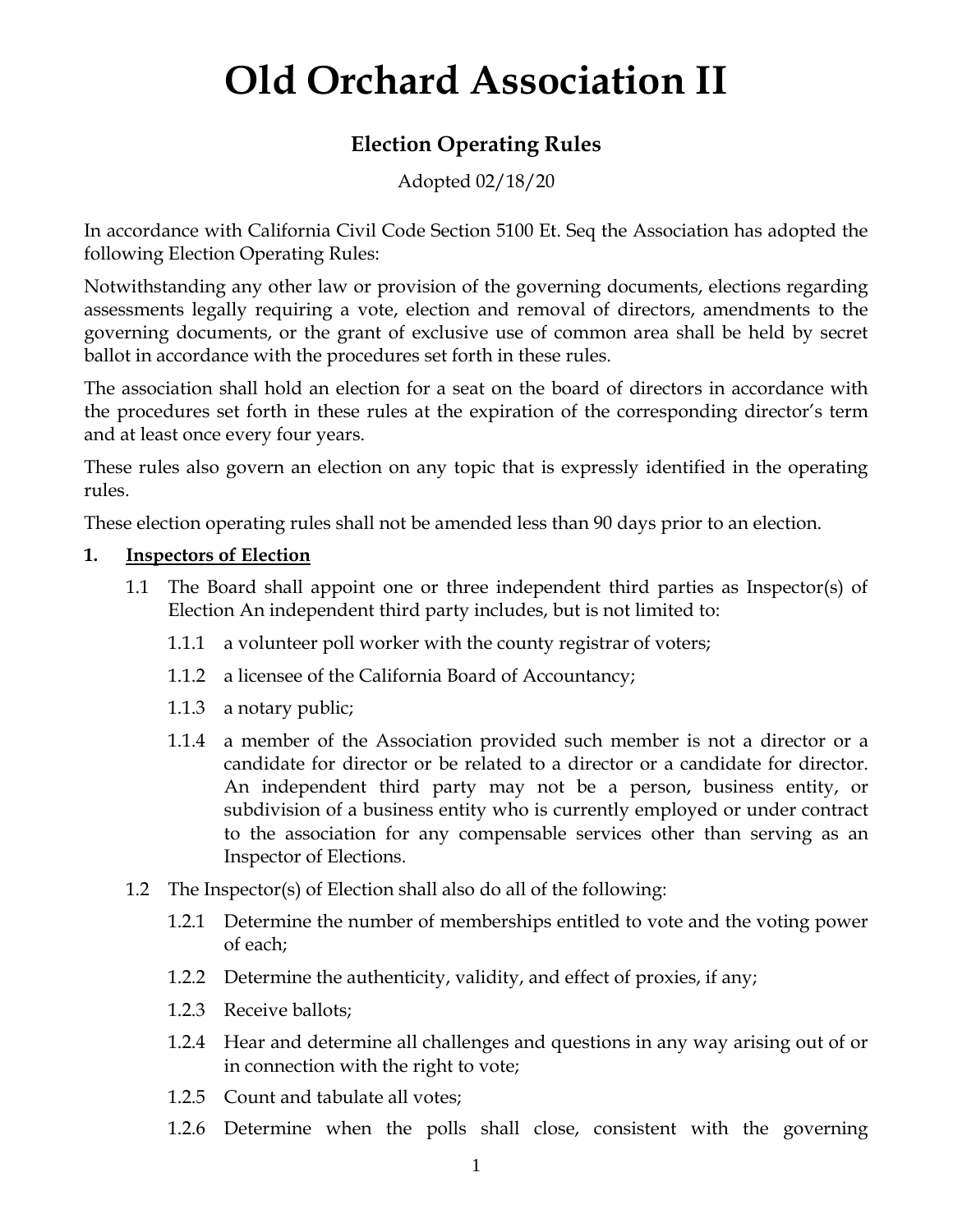# Old Orchard Association II

## Election Operating Rules

Adopted 02/18/20

In accordance with California Civil Code Section 5100 Et. Seq the Association has adopted the following Election Operating Rules:

Notwithstanding any other law or provision of the governing documents, elections regarding assessments legally requiring a vote, election and removal of directors, amendments to the governing documents, or the grant of exclusive use of common area shall be held by secret ballot in accordance with the procedures set forth in these rules.

The association shall hold an election for a seat on the board of directors in accordance with the procedures set forth in these rules at the expiration of the corresponding director's term and at least once every four years.

These rules also govern an election on any topic that is expressly identified in the operating rules.

These election operating rules shall not be amended less than 90 days prior to an election.

**1. <u>Inspectors of Election</u>**

1.1 The Board shall appoint one or three independent third parties as Inspector(s) of Election An independent third party includes, but is not limited to:

1.1.1 a volunteer poll worker with the county registrar of voters;

1.1.2 a licensee of the California Board of Accountancy;

1.1.3 a notary public;

1.1.4 a member of the Association provided such member is not a director or a candidate for director or be related to a director or a candidate for director. An independent third party may not be a person, business entity, or subdivision of a business entity who is currently employed or under contract to the association for any compensable services other than serving as an Inspector of Elections.

1.2 The Inspector(s) of Election shall also do all of the following:

1.2.1 Determine the number of memberships entitled to vote and the voting power of each;

1.2.2 Determine the authenticity, validity, and effect of proxies, if any;

1.2.3 Receive ballots;

1.2.4 Hear and determine all challenges and questions in any way arising out of or in connection with the right to vote;

1.2.5 Count and tabulate all votes;

1.2.6 Determine when the polls shall close, consistent with the governing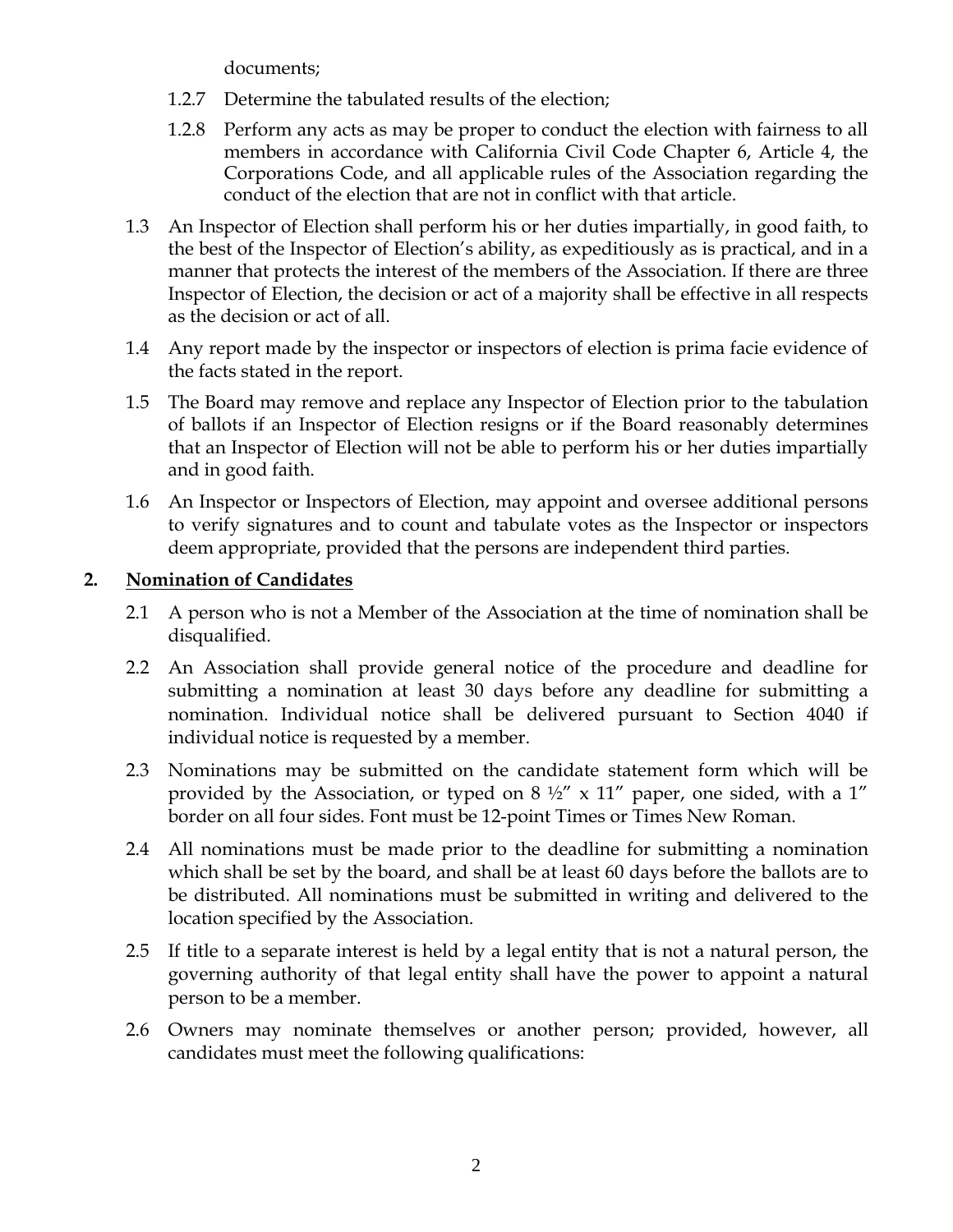documents;

1.2.7 Determine the tabulated results of the election;

1.2.8 Perform any acts as may be proper to conduct the election with fairness to all members in accordance with California Civil Code Chapter 6, Article 4, the Corporations Code, and all applicable rules of the Association regarding the conduct of the election that are not in conflict with that article.

1.3 An Inspector of Election shall perform his or her duties impartially, in good faith, to the best of the Inspector of Election's ability, as expeditiously as is practical, and in a manner that protects the interest of the members of the Association. If there are three Inspector of Election, the decision or act of a majority shall be effective in all respects as the decision or act of all.

1.4 Any report made by the inspector or inspectors of election is prima facie evidence of the facts stated in the report.

1.5 The Board may remove and replace any Inspector of Election prior to the tabulation of ballots if an Inspector of Election resigns or if the Board reasonably determines that an Inspector of Election will not be able to perform his or her duties impartially and in good faith.

1.6 An Inspector or Inspectors of Election, may appoint and oversee additional persons to verify signatures and to count and tabulate votes as the Inspector or inspectors deem appropriate, provided that the persons are independent third parties.

## 2. Nomination of Candidates

2.1 A person who is not a Member of the Association at the time of nomination shall be disqualified.

2.2 An Association shall provide general notice of the procedure and deadline for submitting a nomination at least 30 days before any deadline for submitting a nomination. Individual notice shall be delivered pursuant to Section 4040 if individual notice is requested by a member.

2.3 Nominations may be submitted on the candidate statement form which will be provided by the Association, or typed on 8 ½" x 11" paper, one sided, with a 1" border on all four sides. Font must be 12-point Times or Times New Roman.

2.4 All nominations must be made prior to the deadline for submitting a nomination which shall be set by the board, and shall be at least 60 days before the ballots are to be distributed. All nominations must be submitted in writing and delivered to the location specified by the Association.

2.5 If title to a separate interest is held by a legal entity that is not a natural person, the governing authority of that legal entity shall have the power to appoint a natural person to be a member.

2.6 Owners may nominate themselves or another person; provided, however, all candidates must meet the following qualifications: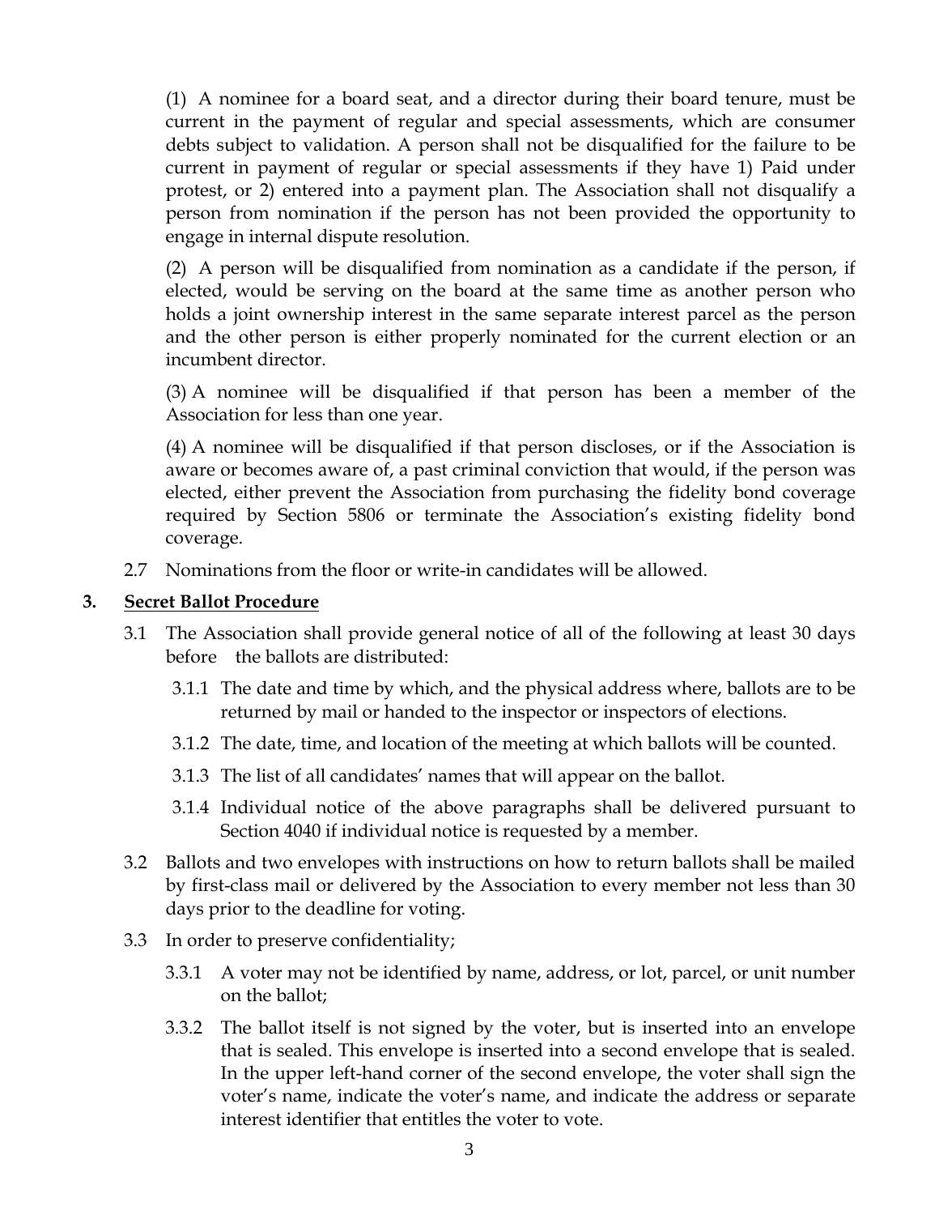(1) A nominee for a board seat, and a director during their board tenure, must be current in the payment of regular and special assessments, which are consumer debts subject to validation. A person shall not be disqualified for the failure to be current in payment of regular or special assessments if they have 1) Paid under protest, or 2) entered into a payment plan. The Association shall not disqualify a person from nomination if the person has not been provided the opportunity to engage in internal dispute resolution.

(2) A person will be disqualified from nomination as a candidate if the person, if elected, would be serving on the board at the same time as another person who holds a joint ownership interest in the same separate interest parcel as the person and the other person is either properly nominated for the current election or an incumbent director.

(3) A nominee will be disqualified if that person has been a member of the Association for less than one year.

(4) A nominee will be disqualified if that person discloses, or if the Association is aware or becomes aware of, a past criminal conviction that would, if the person was elected, either prevent the Association from purchasing the fidelity bond coverage required by Section 5806 or terminate the Association's existing fidelity bond coverage.

2.7 Nominations from the floor or write-in candidates will be allowed.

## 3. <u>Secret Ballot Procedure</u>

3.1 The Association shall provide general notice of all of the following at least 30 days before the ballots are distributed:

3.1.1 The date and time by which, and the physical address where, ballots are to be returned by mail or handed to the inspector or inspectors of elections.

3.1.2 The date, time, and location of the meeting at which ballots will be counted.

3.1.3 The list of all candidates' names that will appear on the ballot.

3.1.4 Individual notice of the above paragraphs shall be delivered pursuant to Section 4040 if individual notice is requested by a member.

3.2 Ballots and two envelopes with instructions on how to return ballots shall be mailed by first-class mail or delivered by the Association to every member not less than 30 days prior to the deadline for voting.

3.3 In order to preserve confidentiality;

3.3.1 A voter may not be identified by name, address, or lot, parcel, or unit number on the ballot;

3.3.2 The ballot itself is not signed by the voter, but is inserted into an envelope that is sealed. This envelope is inserted into a second envelope that is sealed. In the upper left-hand corner of the second envelope, the voter shall sign the voter's name, indicate the voter's name, and indicate the address or separate interest identifier that entitles the voter to vote.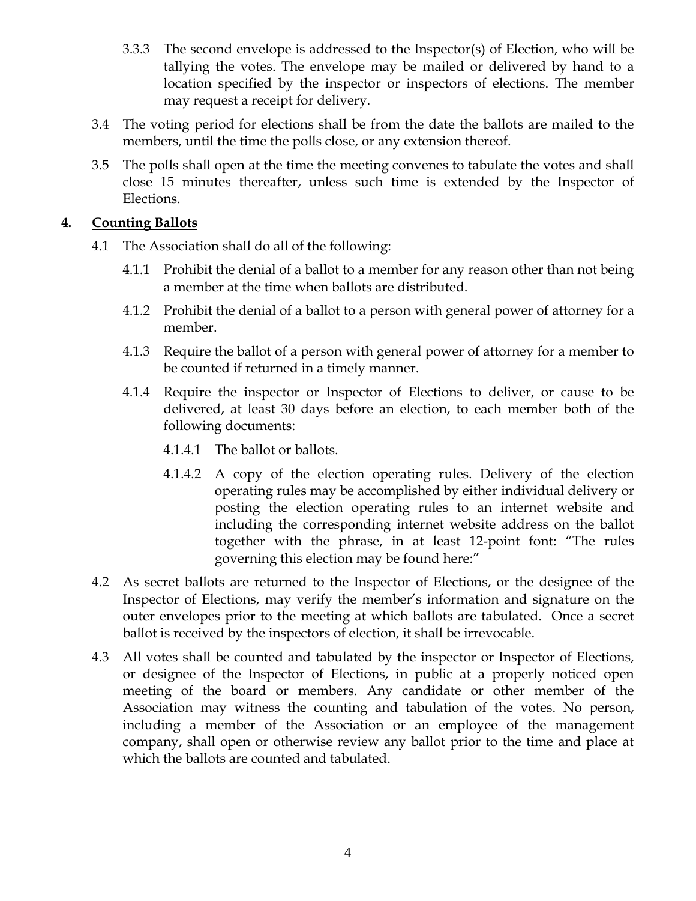3.3.3 The second envelope is addressed to the Inspector(s) of Election, who will be tallying the votes. The envelope may be mailed or delivered by hand to a location specified by the inspector or inspectors of elections. The member may request a receipt for delivery.

3.4 The voting period for elections shall be from the date the ballots are mailed to the members, until the time the polls close, or any extension thereof.

3.5 The polls shall open at the time the meeting convenes to tabulate the votes and shall close 15 minutes thereafter, unless such time is extended by the Inspector of Elections.

## 4. Counting Ballots

4.1 The Association shall do all of the following:

4.1.1 Prohibit the denial of a ballot to a member for any reason other than not being a member at the time when ballots are distributed.

4.1.2 Prohibit the denial of a ballot to a person with general power of attorney for a member.

4.1.3 Require the ballot of a person with general power of attorney for a member to be counted if returned in a timely manner.

4.1.4 Require the inspector or Inspector of Elections to deliver, or cause to be delivered, at least 30 days before an election, to each member both of the following documents:

4.1.4.1 The ballot or ballots.

4.1.4.2 A copy of the election operating rules. Delivery of the election operating rules may be accomplished by either individual delivery or posting the election operating rules to an internet website and including the corresponding internet website address on the ballot together with the phrase, in at least 12-point font: "The rules governing this election may be found here:"

4.2 As secret ballots are returned to the Inspector of Elections, or the designee of the Inspector of Elections, may verify the member's information and signature on the outer envelopes prior to the meeting at which ballots are tabulated. Once a secret ballot is received by the inspectors of election, it shall be irrevocable.

4.3 All votes shall be counted and tabulated by the inspector or Inspector of Elections, or designee of the Inspector of Elections, in public at a properly noticed open meeting of the board or members. Any candidate or other member of the Association may witness the counting and tabulation of the votes. No person, including a member of the Association or an employee of the management company, shall open or otherwise review any ballot prior to the time and place at which the ballots are counted and tabulated.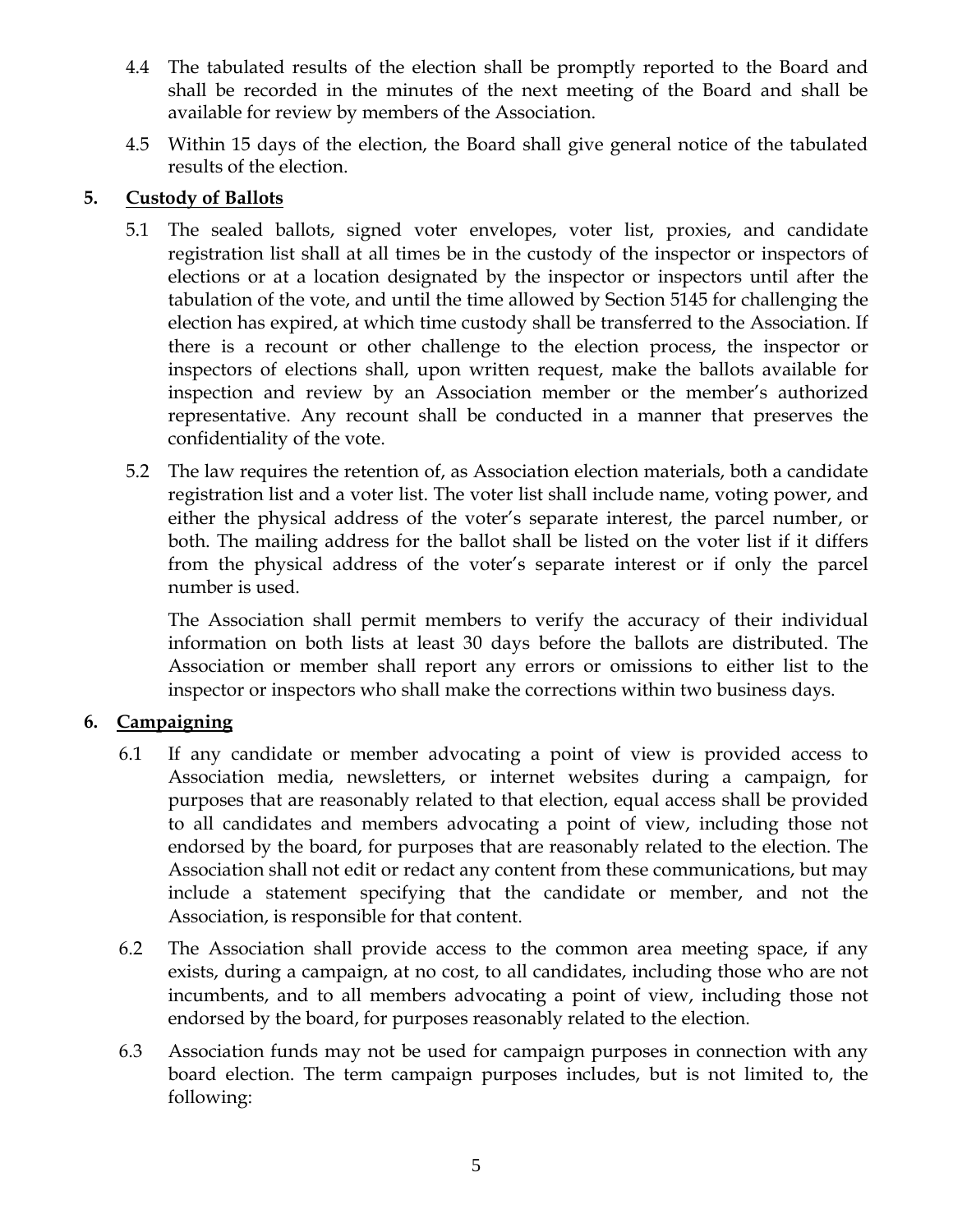4.4 The tabulated results of the election shall be promptly reported to the Board and shall be recorded in the minutes of the next meeting of the Board and shall be available for review by members of the Association.

4.5 Within 15 days of the election, the Board shall give general notice of the tabulated results of the election.

## 5. Custody of Ballots

5.1 The sealed ballots, signed voter envelopes, voter list, proxies, and candidate registration list shall at all times be in the custody of the inspector or inspectors of elections or at a location designated by the inspector or inspectors until after the tabulation of the vote, and until the time allowed by Section 5145 for challenging the election has expired, at which time custody shall be transferred to the Association. If there is a recount or other challenge to the election process, the inspector or inspectors of elections shall, upon written request, make the ballots available for inspection and review by an Association member or the member's authorized representative. Any recount shall be conducted in a manner that preserves the confidentiality of the vote.

5.2 The law requires the retention of, as Association election materials, both a candidate registration list and a voter list. The voter list shall include name, voting power, and either the physical address of the voter's separate interest, the parcel number, or both. The mailing address for the ballot shall be listed on the voter list if it differs from the physical address of the voter's separate interest or if only the parcel number is used.

The Association shall permit members to verify the accuracy of their individual information on both lists at least 30 days before the ballots are distributed. The Association or member shall report any errors or omissions to either list to the inspector or inspectors who shall make the corrections within two business days.

## 6. Campaigning

6.1 If any candidate or member advocating a point of view is provided access to Association media, newsletters, or internet websites during a campaign, for purposes that are reasonably related to that election, equal access shall be provided to all candidates and members advocating a point of view, including those not endorsed by the board, for purposes that are reasonably related to the election. The Association shall not edit or redact any content from these communications, but may include a statement specifying that the candidate or member, and not the Association, is responsible for that content.

6.2 The Association shall provide access to the common area meeting space, if any exists, during a campaign, at no cost, to all candidates, including those who are not incumbents, and to all members advocating a point of view, including those not endorsed by the board, for purposes reasonably related to the election.

6.3 Association funds may not be used for campaign purposes in connection with any board election. The term campaign purposes includes, but is not limited to, the following: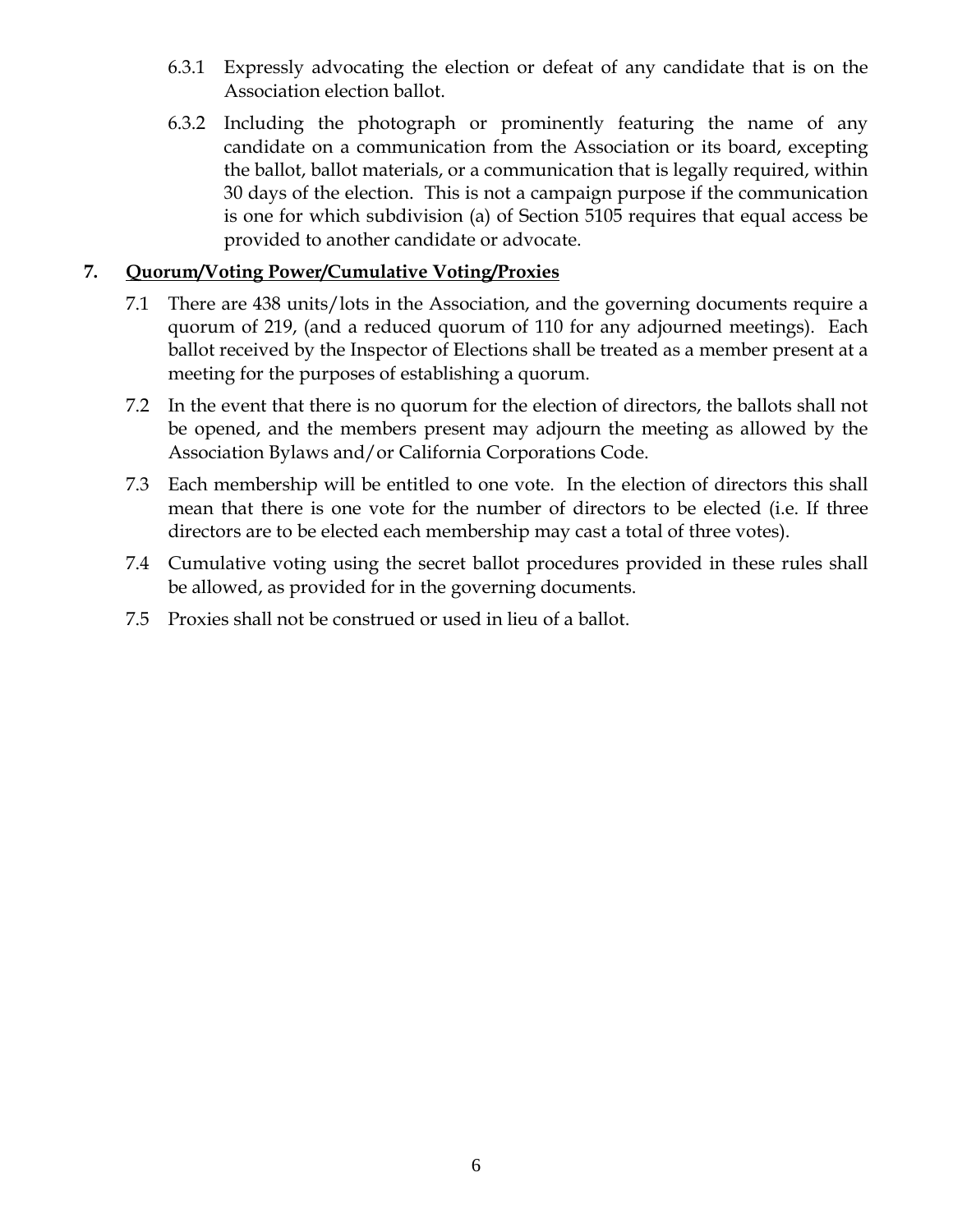6.3.1 Expressly advocating the election or defeat of any candidate that is on the Association election ballot.

6.3.2 Including the photograph or prominently featuring the name of any candidate on a communication from the Association or its board, excepting the ballot, ballot materials, or a communication that is legally required, within 30 days of the election. This is not a campaign purpose if the communication is one for which subdivision (a) of Section 5105 requires that equal access be provided to another candidate or advocate.

## 7. <u>Quorum/Voting Power/Cumulative Voting/Proxies</u>

7.1 There are 438 units/lots in the Association, and the governing documents require a quorum of 219, (and a reduced quorum of 110 for any adjourned meetings). Each ballot received by the Inspector of Elections shall be treated as a member present at a meeting for the purposes of establishing a quorum.

7.2 In the event that there is no quorum for the election of directors, the ballots shall not be opened, and the members present may adjourn the meeting as allowed by the Association Bylaws and/or California Corporations Code.

7.3 Each membership will be entitled to one vote. In the election of directors this shall mean that there is one vote for the number of directors to be elected (i.e. If three directors are to be elected each membership may cast a total of three votes).

7.4 Cumulative voting using the secret ballot procedures provided in these rules shall be allowed, as provided for in the governing documents.

7.5 Proxies shall not be construed or used in lieu of a ballot.